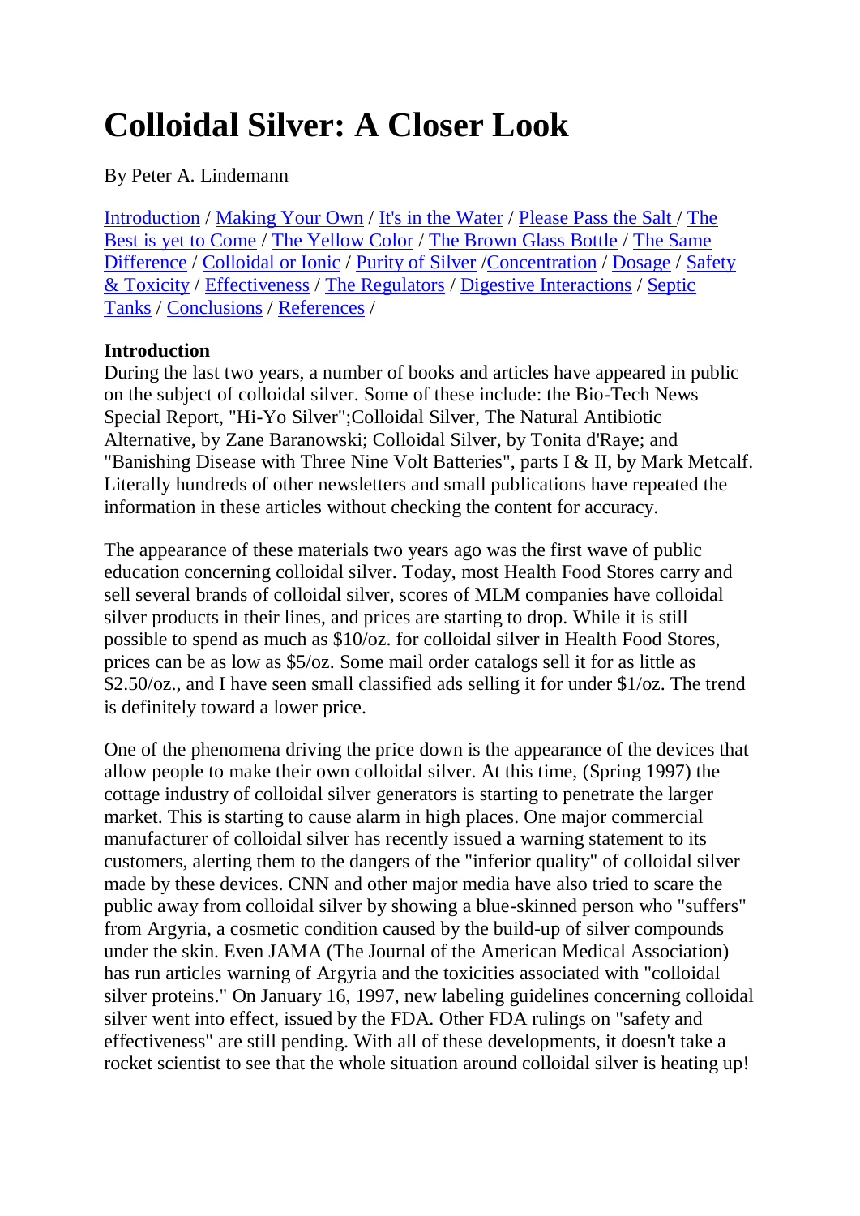# Colloidal Silver: A Closer Look

By Peter A. Lindemann

[Introduction](#) / [Making Your Own](#) / [It's in the Water](#) / [Please Pass the Salt](#) / [The Best is yet to Come](#) / [The Yellow Color](#) / [The Brown Glass Bottle](#) / [The Same Difference](#) / [Colloidal or Ionic](#) / [Purity of Silver](#) /[Concentration](#) / [Dosage](#) / [Safety & Toxicity](#) / [Effectiveness](#) / [The Regulators](#) / [Digestive Interactions](#) / [Septic Tanks](#) / [Conclusions](#) / [References](#) /

**Introduction**
During the last two years, a number of books and articles have appeared in public on the subject of colloidal silver. Some of these include: the Bio-Tech News Special Report, "Hi-Yo Silver";Colloidal Silver, The Natural Antibiotic Alternative, by Zane Baranowski; Colloidal Silver, by Tonita d'Raye; and "Banishing Disease with Three Nine Volt Batteries", parts I & II, by Mark Metcalf. Literally hundreds of other newsletters and small publications have repeated the information in these articles without checking the content for accuracy.

The appearance of these materials two years ago was the first wave of public education concerning colloidal silver. Today, most Health Food Stores carry and sell several brands of colloidal silver, scores of MLM companies have colloidal silver products in their lines, and prices are starting to drop. While it is still possible to spend as much as $10/oz. for colloidal silver in Health Food Stores, prices can be as low as $5/oz. Some mail order catalogs sell it for as little as $2.50/oz., and I have seen small classified ads selling it for under $1/oz. The trend is definitely toward a lower price.

One of the phenomena driving the price down is the appearance of the devices that allow people to make their own colloidal silver. At this time, (Spring 1997) the cottage industry of colloidal silver generators is starting to penetrate the larger market. This is starting to cause alarm in high places. One major commercial manufacturer of colloidal silver has recently issued a warning statement to its customers, alerting them to the dangers of the "inferior quality" of colloidal silver made by these devices. CNN and other major media have also tried to scare the public away from colloidal silver by showing a blue-skinned person who "suffers" from Argyria, a cosmetic condition caused by the build-up of silver compounds under the skin. Even JAMA (The Journal of the American Medical Association) has run articles warning of Argyria and the toxicities associated with "colloidal silver proteins." On January 16, 1997, new labeling guidelines concerning colloidal silver went into effect, issued by the FDA. Other FDA rulings on "safety and effectiveness" are still pending. With all of these developments, it doesn't take a rocket scientist to see that the whole situation around colloidal silver is heating up!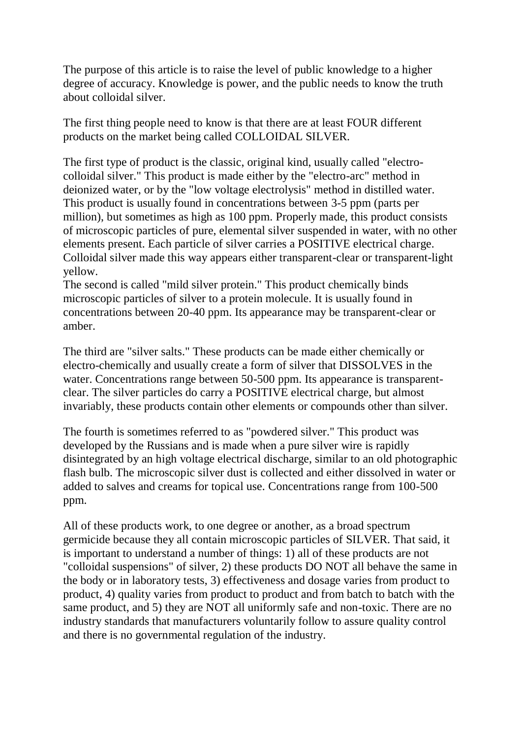The purpose of this article is to raise the level of public knowledge to a higher degree of accuracy. Knowledge is power, and the public needs to know the truth about colloidal silver.

The first thing people need to know is that there are at least FOUR different products on the market being called COLLOIDAL SILVER.

The first type of product is the classic, original kind, usually called "electro-colloidal silver." This product is made either by the "electro-arc" method in deionized water, or by the "low voltage electrolysis" method in distilled water. This product is usually found in concentrations between 3-5 ppm (parts per million), but sometimes as high as 100 ppm. Properly made, this product consists of microscopic particles of pure, elemental silver suspended in water, with no other elements present. Each particle of silver carries a POSITIVE electrical charge. Colloidal silver made this way appears either transparent-clear or transparent-light yellow.
The second is called "mild silver protein." This product chemically binds microscopic particles of silver to a protein molecule. It is usually found in concentrations between 20-40 ppm. Its appearance may be transparent-clear or amber.

The third are "silver salts." These products can be made either chemically or electro-chemically and usually create a form of silver that DISSOLVES in the water. Concentrations range between 50-500 ppm. Its appearance is transparent-clear. The silver particles do carry a POSITIVE electrical charge, but almost invariably, these products contain other elements or compounds other than silver.

The fourth is sometimes referred to as "powdered silver." This product was developed by the Russians and is made when a pure silver wire is rapidly disintegrated by an high voltage electrical discharge, similar to an old photographic flash bulb. The microscopic silver dust is collected and either dissolved in water or added to salves and creams for topical use. Concentrations range from 100-500 ppm.

All of these products work, to one degree or another, as a broad spectrum germicide because they all contain microscopic particles of SILVER. That said, it is important to understand a number of things: 1) all of these products are not "colloidal suspensions" of silver, 2) these products DO NOT all behave the same in the body or in laboratory tests, 3) effectiveness and dosage varies from product to product, 4) quality varies from product to product and from batch to batch with the same product, and 5) they are NOT all uniformly safe and non-toxic. There are no industry standards that manufacturers voluntarily follow to assure quality control and there is no governmental regulation of the industry.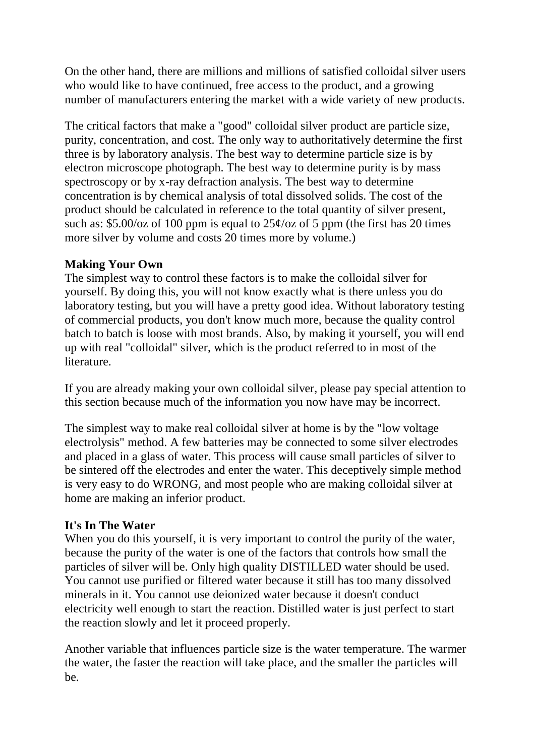On the other hand, there are millions and millions of satisfied colloidal silver users who would like to have continued, free access to the product, and a growing number of manufacturers entering the market with a wide variety of new products.

The critical factors that make a "good" colloidal silver product are particle size, purity, concentration, and cost. The only way to authoritatively determine the first three is by laboratory analysis. The best way to determine particle size is by electron microscope photograph. The best way to determine purity is by mass spectroscopy or by x-ray defraction analysis. The best way to determine concentration is by chemical analysis of total dissolved solids. The cost of the product should be calculated in reference to the total quantity of silver present, such as: $5.00/oz of 100 ppm is equal to 25¢/oz of 5 ppm (the first has 20 times more silver by volume and costs 20 times more by volume.)

**Making Your Own**

The simplest way to control these factors is to make the colloidal silver for yourself. By doing this, you will not know exactly what is there unless you do laboratory testing, but you will have a pretty good idea. Without laboratory testing of commercial products, you don't know much more, because the quality control batch to batch is loose with most brands. Also, by making it yourself, you will end up with real "colloidal" silver, which is the product referred to in most of the literature.

If you are already making your own colloidal silver, please pay special attention to this section because much of the information you now have may be incorrect.

The simplest way to make real colloidal silver at home is by the "low voltage electrolysis" method. A few batteries may be connected to some silver electrodes and placed in a glass of water. This process will cause small particles of silver to be sintered off the electrodes and enter the water. This deceptively simple method is very easy to do WRONG, and most people who are making colloidal silver at home are making an inferior product.

**It's In The Water**

When you do this yourself, it is very important to control the purity of the water, because the purity of the water is one of the factors that controls how small the particles of silver will be. Only high quality DISTILLED water should be used. You cannot use purified or filtered water because it still has too many dissolved minerals in it. You cannot use deionized water because it doesn't conduct electricity well enough to start the reaction. Distilled water is just perfect to start the reaction slowly and let it proceed properly.

Another variable that influences particle size is the water temperature. The warmer the water, the faster the reaction will take place, and the smaller the particles will be.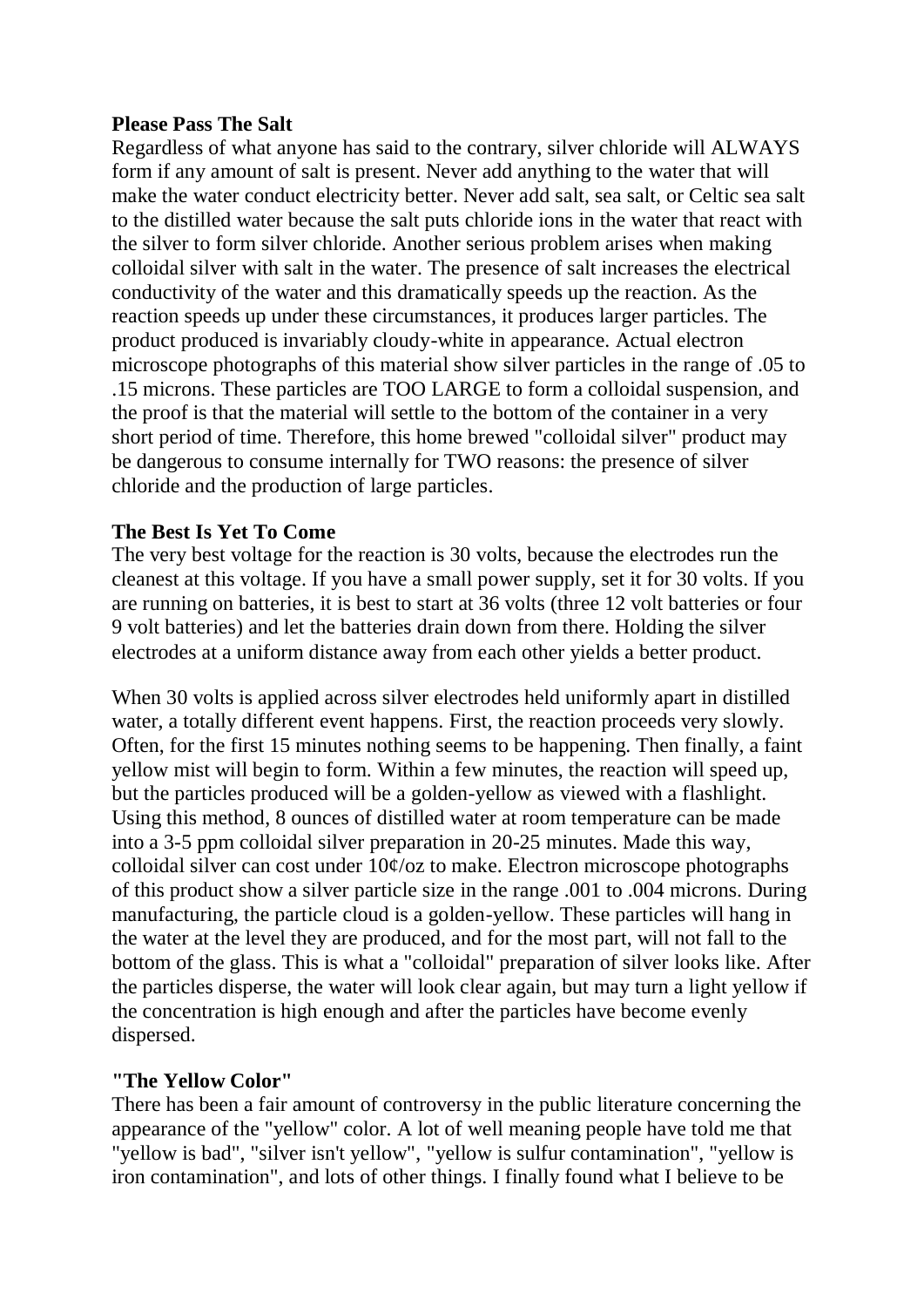**Please Pass The Salt**

Regardless of what anyone has said to the contrary, silver chloride will ALWAYS form if any amount of salt is present. Never add anything to the water that will make the water conduct electricity better. Never add salt, sea salt, or Celtic sea salt to the distilled water because the salt puts chloride ions in the water that react with the silver to form silver chloride. Another serious problem arises when making colloidal silver with salt in the water. The presence of salt increases the electrical conductivity of the water and this dramatically speeds up the reaction. As the reaction speeds up under these circumstances, it produces larger particles. The product produced is invariably cloudy-white in appearance. Actual electron microscope photographs of this material show silver particles in the range of .05 to .15 microns. These particles are TOO LARGE to form a colloidal suspension, and the proof is that the material will settle to the bottom of the container in a very short period of time. Therefore, this home brewed "colloidal silver" product may be dangerous to consume internally for TWO reasons: the presence of silver chloride and the production of large particles.

**The Best Is Yet To Come**

The very best voltage for the reaction is 30 volts, because the electrodes run the cleanest at this voltage. If you have a small power supply, set it for 30 volts. If you are running on batteries, it is best to start at 36 volts (three 12 volt batteries or four 9 volt batteries) and let the batteries drain down from there. Holding the silver electrodes at a uniform distance away from each other yields a better product.

When 30 volts is applied across silver electrodes held uniformly apart in distilled water, a totally different event happens. First, the reaction proceeds very slowly. Often, for the first 15 minutes nothing seems to be happening. Then finally, a faint yellow mist will begin to form. Within a few minutes, the reaction will speed up, but the particles produced will be a golden-yellow as viewed with a flashlight. Using this method, 8 ounces of distilled water at room temperature can be made into a 3-5 ppm colloidal silver preparation in 20-25 minutes. Made this way, colloidal silver can cost under 10¢/oz to make. Electron microscope photographs of this product show a silver particle size in the range .001 to .004 microns. During manufacturing, the particle cloud is a golden-yellow. These particles will hang in the water at the level they are produced, and for the most part, will not fall to the bottom of the glass. This is what a "colloidal" preparation of silver looks like. After the particles disperse, the water will look clear again, but may turn a light yellow if the concentration is high enough and after the particles have become evenly dispersed.

**"The Yellow Color"**

There has been a fair amount of controversy in the public literature concerning the appearance of the "yellow" color. A lot of well meaning people have told me that "yellow is bad", "silver isn't yellow", "yellow is sulfur contamination", "yellow is iron contamination", and lots of other things. I finally found what I believe to be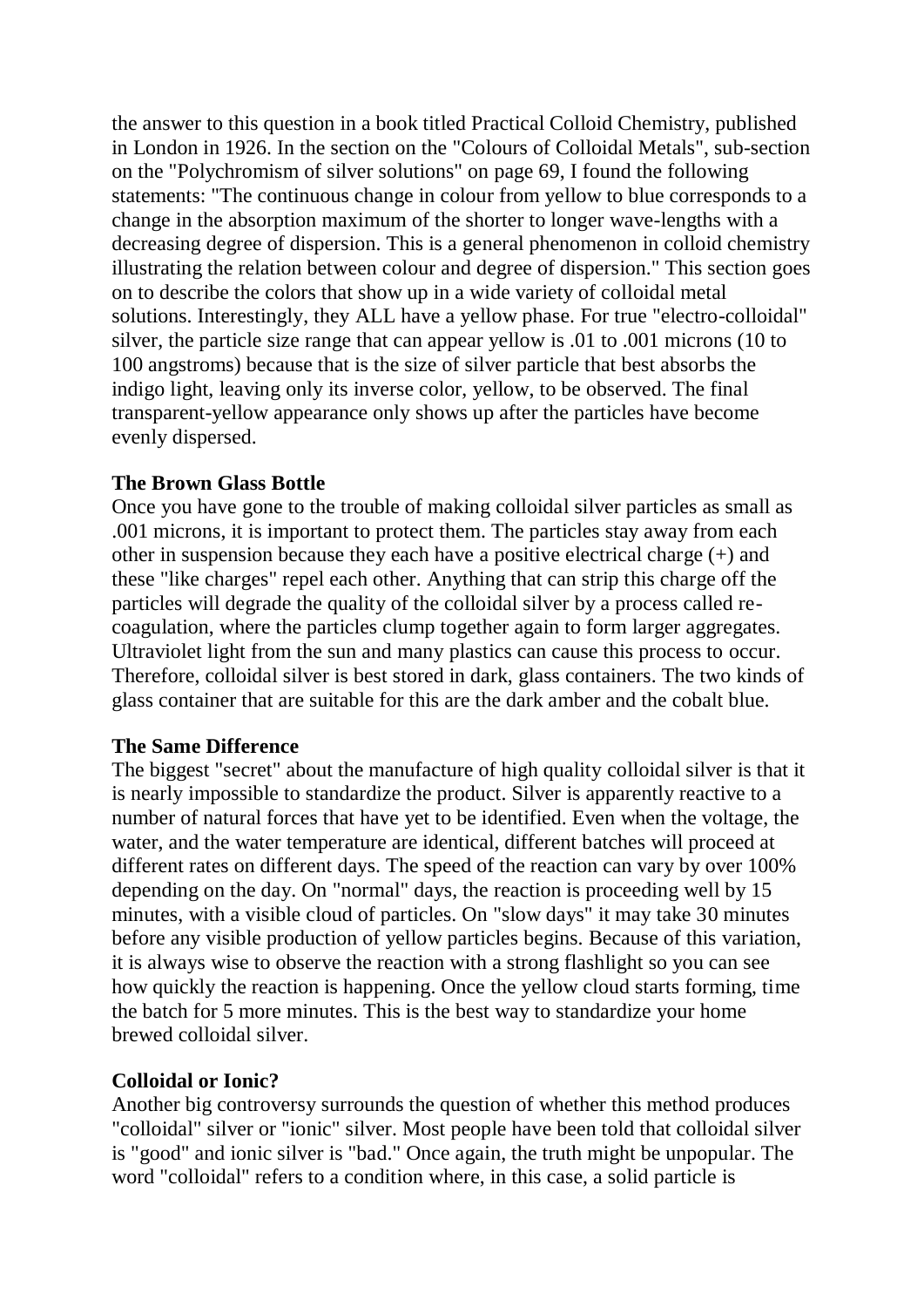the answer to this question in a book titled Practical Colloid Chemistry, published in London in 1926. In the section on the "Colours of Colloidal Metals", sub-section on the "Polychromism of silver solutions" on page 69, I found the following statements: "The continuous change in colour from yellow to blue corresponds to a change in the absorption maximum of the shorter to longer wave-lengths with a decreasing degree of dispersion. This is a general phenomenon in colloid chemistry illustrating the relation between colour and degree of dispersion." This section goes on to describe the colors that show up in a wide variety of colloidal metal solutions. Interestingly, they ALL have a yellow phase. For true "electro-colloidal" silver, the particle size range that can appear yellow is .01 to .001 microns (10 to 100 angstroms) because that is the size of silver particle that best absorbs the indigo light, leaving only its inverse color, yellow, to be observed. The final transparent-yellow appearance only shows up after the particles have become evenly dispersed.

**The Brown Glass Bottle**

Once you have gone to the trouble of making colloidal silver particles as small as .001 microns, it is important to protect them. The particles stay away from each other in suspension because they each have a positive electrical charge (+) and these "like charges" repel each other. Anything that can strip this charge off the particles will degrade the quality of the colloidal silver by a process called re-coagulation, where the particles clump together again to form larger aggregates. Ultraviolet light from the sun and many plastics can cause this process to occur. Therefore, colloidal silver is best stored in dark, glass containers. The two kinds of glass container that are suitable for this are the dark amber and the cobalt blue.

**The Same Difference**

The biggest "secret" about the manufacture of high quality colloidal silver is that it is nearly impossible to standardize the product. Silver is apparently reactive to a number of natural forces that have yet to be identified. Even when the voltage, the water, and the water temperature are identical, different batches will proceed at different rates on different days. The speed of the reaction can vary by over 100% depending on the day. On "normal" days, the reaction is proceeding well by 15 minutes, with a visible cloud of particles. On "slow days" it may take 30 minutes before any visible production of yellow particles begins. Because of this variation, it is always wise to observe the reaction with a strong flashlight so you can see how quickly the reaction is happening. Once the yellow cloud starts forming, time the batch for 5 more minutes. This is the best way to standardize your home brewed colloidal silver.

**Colloidal or Ionic?**

Another big controversy surrounds the question of whether this method produces "colloidal" silver or "ionic" silver. Most people have been told that colloidal silver is "good" and ionic silver is "bad." Once again, the truth might be unpopular. The word "colloidal" refers to a condition where, in this case, a solid particle is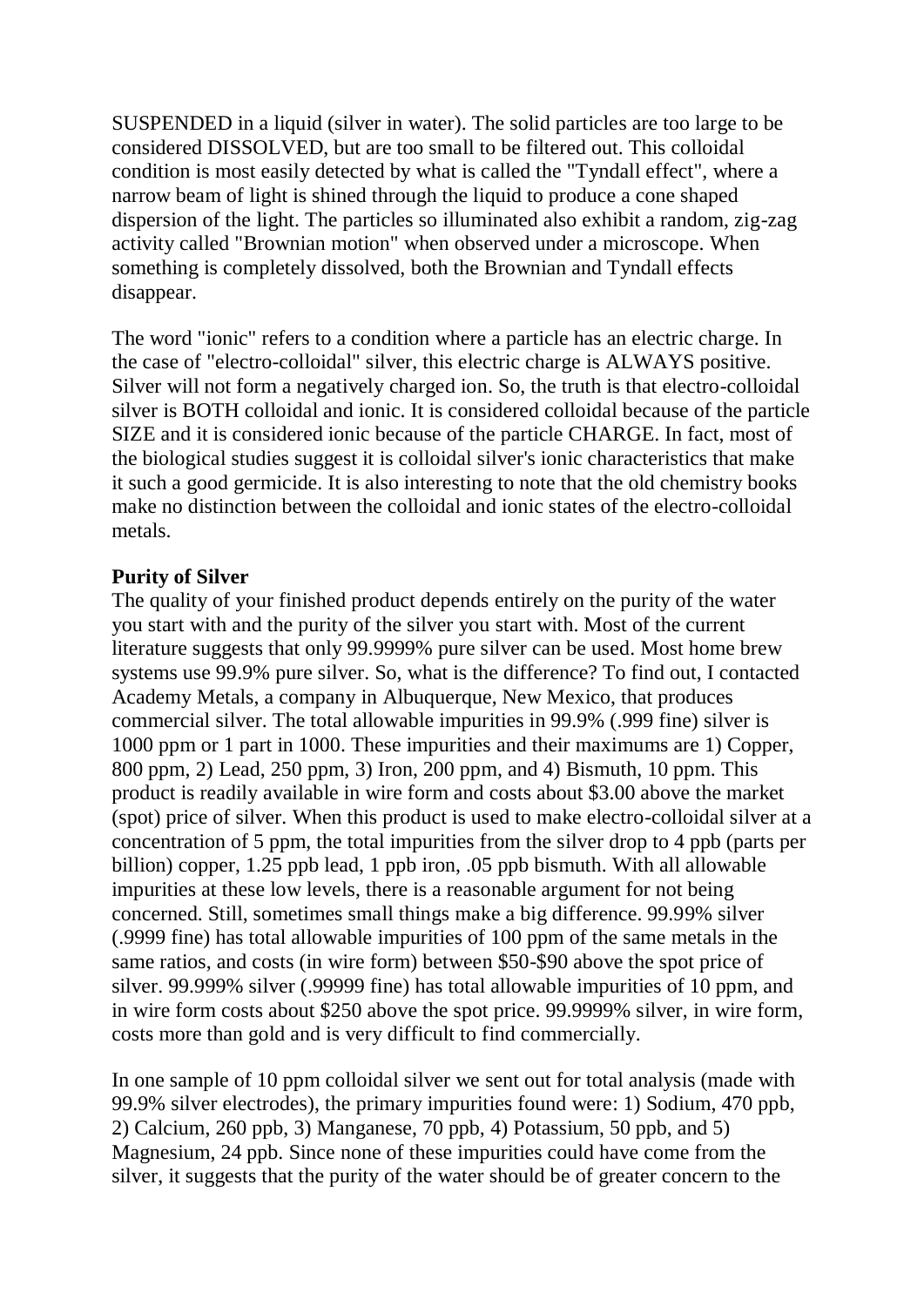SUSPENDED in a liquid (silver in water). The solid particles are too large to be considered DISSOLVED, but are too small to be filtered out. This colloidal condition is most easily detected by what is called the "Tyndall effect", where a narrow beam of light is shined through the liquid to produce a cone shaped dispersion of the light. The particles so illuminated also exhibit a random, zig-zag activity called "Brownian motion" when observed under a microscope. When something is completely dissolved, both the Brownian and Tyndall effects disappear.

The word "ionic" refers to a condition where a particle has an electric charge. In the case of "electro-colloidal" silver, this electric charge is ALWAYS positive. Silver will not form a negatively charged ion. So, the truth is that electro-colloidal silver is BOTH colloidal and ionic. It is considered colloidal because of the particle SIZE and it is considered ionic because of the particle CHARGE. In fact, most of the biological studies suggest it is colloidal silver's ionic characteristics that make it such a good germicide. It is also interesting to note that the old chemistry books make no distinction between the colloidal and ionic states of the electro-colloidal metals.

**Purity of Silver**

The quality of your finished product depends entirely on the purity of the water you start with and the purity of the silver you start with. Most of the current literature suggests that only 99.9999% pure silver can be used. Most home brew systems use 99.9% pure silver. So, what is the difference? To find out, I contacted Academy Metals, a company in Albuquerque, New Mexico, that produces commercial silver. The total allowable impurities in 99.9% (.999 fine) silver is 1000 ppm or 1 part in 1000. These impurities and their maximums are 1) Copper, 800 ppm, 2) Lead, 250 ppm, 3) Iron, 200 ppm, and 4) Bismuth, 10 ppm. This product is readily available in wire form and costs about $3.00 above the market (spot) price of silver. When this product is used to make electro-colloidal silver at a concentration of 5 ppm, the total impurities from the silver drop to 4 ppb (parts per billion) copper, 1.25 ppb lead, 1 ppb iron, .05 ppb bismuth. With all allowable impurities at these low levels, there is a reasonable argument for not being concerned. Still, sometimes small things make a big difference. 99.99% silver (.9999 fine) has total allowable impurities of 100 ppm of the same metals in the same ratios, and costs (in wire form) between $50-$90 above the spot price of silver. 99.999% silver (.99999 fine) has total allowable impurities of 10 ppm, and in wire form costs about $250 above the spot price. 99.9999% silver, in wire form, costs more than gold and is very difficult to find commercially.

In one sample of 10 ppm colloidal silver we sent out for total analysis (made with 99.9% silver electrodes), the primary impurities found were: 1) Sodium, 470 ppb, 2) Calcium, 260 ppb, 3) Manganese, 70 ppb, 4) Potassium, 50 ppb, and 5) Magnesium, 24 ppb. Since none of these impurities could have come from the silver, it suggests that the purity of the water should be of greater concern to the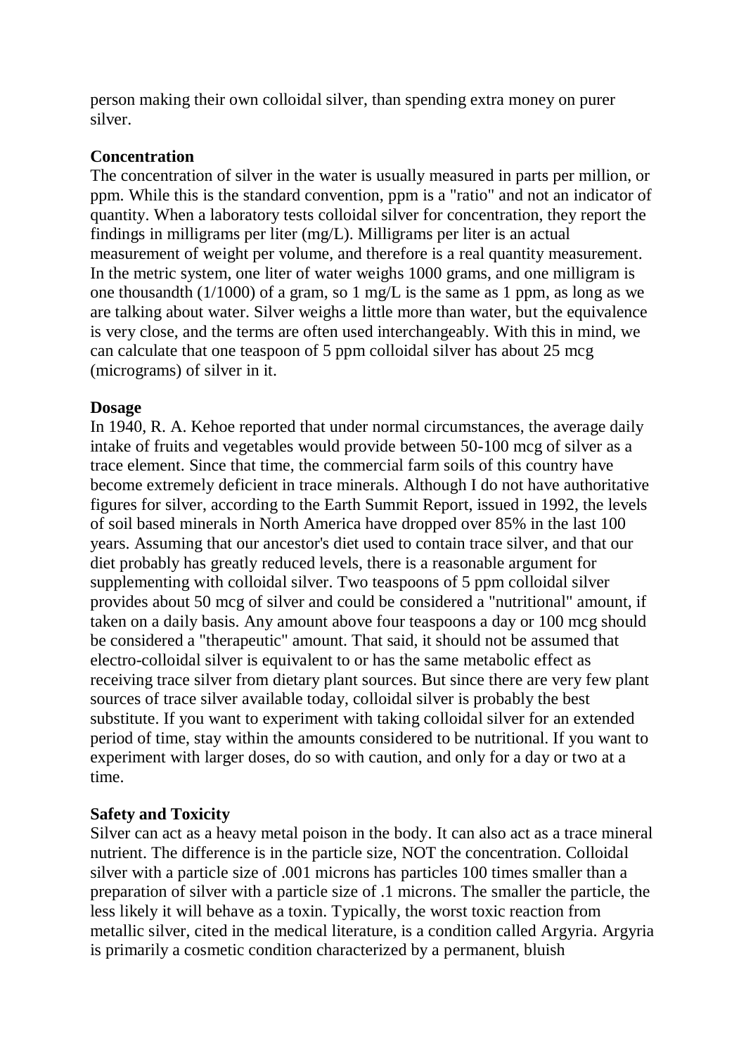person making their own colloidal silver, than spending extra money on purer silver.

**Concentration**
The concentration of silver in the water is usually measured in parts per million, or ppm. While this is the standard convention, ppm is a "ratio" and not an indicator of quantity. When a laboratory tests colloidal silver for concentration, they report the findings in milligrams per liter (mg/L). Milligrams per liter is an actual measurement of weight per volume, and therefore is a real quantity measurement. In the metric system, one liter of water weighs 1000 grams, and one milligram is one thousandth (1/1000) of a gram, so 1 mg/L is the same as 1 ppm, as long as we are talking about water. Silver weighs a little more than water, but the equivalence is very close, and the terms are often used interchangeably. With this in mind, we can calculate that one teaspoon of 5 ppm colloidal silver has about 25 mcg (micrograms) of silver in it.

**Dosage**
In 1940, R. A. Kehoe reported that under normal circumstances, the average daily intake of fruits and vegetables would provide between 50-100 mcg of silver as a trace element. Since that time, the commercial farm soils of this country have become extremely deficient in trace minerals. Although I do not have authoritative figures for silver, according to the Earth Summit Report, issued in 1992, the levels of soil based minerals in North America have dropped over 85% in the last 100 years. Assuming that our ancestor's diet used to contain trace silver, and that our diet probably has greatly reduced levels, there is a reasonable argument for supplementing with colloidal silver. Two teaspoons of 5 ppm colloidal silver provides about 50 mcg of silver and could be considered a "nutritional" amount, if taken on a daily basis. Any amount above four teaspoons a day or 100 mcg should be considered a "therapeutic" amount. That said, it should not be assumed that electro-colloidal silver is equivalent to or has the same metabolic effect as receiving trace silver from dietary plant sources. But since there are very few plant sources of trace silver available today, colloidal silver is probably the best substitute. If you want to experiment with taking colloidal silver for an extended period of time, stay within the amounts considered to be nutritional. If you want to experiment with larger doses, do so with caution, and only for a day or two at a time.

**Safety and Toxicity**
Silver can act as a heavy metal poison in the body. It can also act as a trace mineral nutrient. The difference is in the particle size, NOT the concentration. Colloidal silver with a particle size of .001 microns has particles 100 times smaller than a preparation of silver with a particle size of .1 microns. The smaller the particle, the less likely it will behave as a toxin. Typically, the worst toxic reaction from metallic silver, cited in the medical literature, is a condition called Argyria. Argyria is primarily a cosmetic condition characterized by a permanent, bluish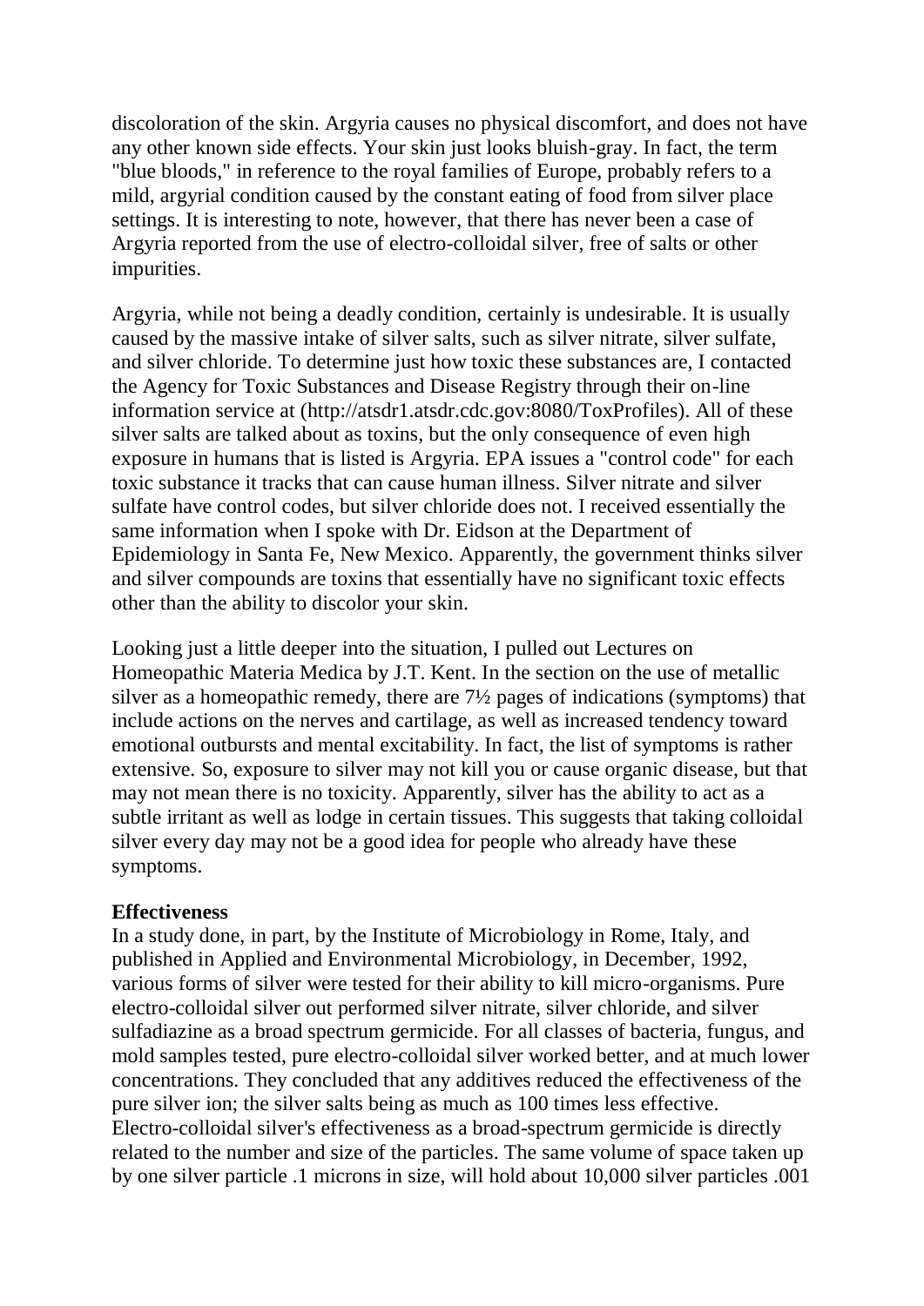discoloration of the skin. Argyria causes no physical discomfort, and does not have any other known side effects. Your skin just looks bluish-gray. In fact, the term "blue bloods," in reference to the royal families of Europe, probably refers to a mild, argyrial condition caused by the constant eating of food from silver place settings. It is interesting to note, however, that there has never been a case of Argyria reported from the use of electro-colloidal silver, free of salts or other impurities.

Argyria, while not being a deadly condition, certainly is undesirable. It is usually caused by the massive intake of silver salts, such as silver nitrate, silver sulfate, and silver chloride. To determine just how toxic these substances are, I contacted the Agency for Toxic Substances and Disease Registry through their on-line information service at (http://atsdr1.atsdr.cdc.gov:8080/ToxProfiles). All of these silver salts are talked about as toxins, but the only consequence of even high exposure in humans that is listed is Argyria. EPA issues a "control code" for each toxic substance it tracks that can cause human illness. Silver nitrate and silver sulfate have control codes, but silver chloride does not. I received essentially the same information when I spoke with Dr. Eidson at the Department of Epidemiology in Santa Fe, New Mexico. Apparently, the government thinks silver and silver compounds are toxins that essentially have no significant toxic effects other than the ability to discolor your skin.

Looking just a little deeper into the situation, I pulled out Lectures on Homeopathic Materia Medica by J.T. Kent. In the section on the use of metallic silver as a homeopathic remedy, there are 7½ pages of indications (symptoms) that include actions on the nerves and cartilage, as well as increased tendency toward emotional outbursts and mental excitability. In fact, the list of symptoms is rather extensive. So, exposure to silver may not kill you or cause organic disease, but that may not mean there is no toxicity. Apparently, silver has the ability to act as a subtle irritant as well as lodge in certain tissues. This suggests that taking colloidal silver every day may not be a good idea for people who already have these symptoms.

**Effectiveness**
In a study done, in part, by the Institute of Microbiology in Rome, Italy, and published in Applied and Environmental Microbiology, in December, 1992, various forms of silver were tested for their ability to kill micro-organisms. Pure electro-colloidal silver out performed silver nitrate, silver chloride, and silver sulfadiazine as a broad spectrum germicide. For all classes of bacteria, fungus, and mold samples tested, pure electro-colloidal silver worked better, and at much lower concentrations. They concluded that any additives reduced the effectiveness of the pure silver ion; the silver salts being as much as 100 times less effective. Electro-colloidal silver's effectiveness as a broad-spectrum germicide is directly related to the number and size of the particles. The same volume of space taken up by one silver particle .1 microns in size, will hold about 10,000 silver particles .001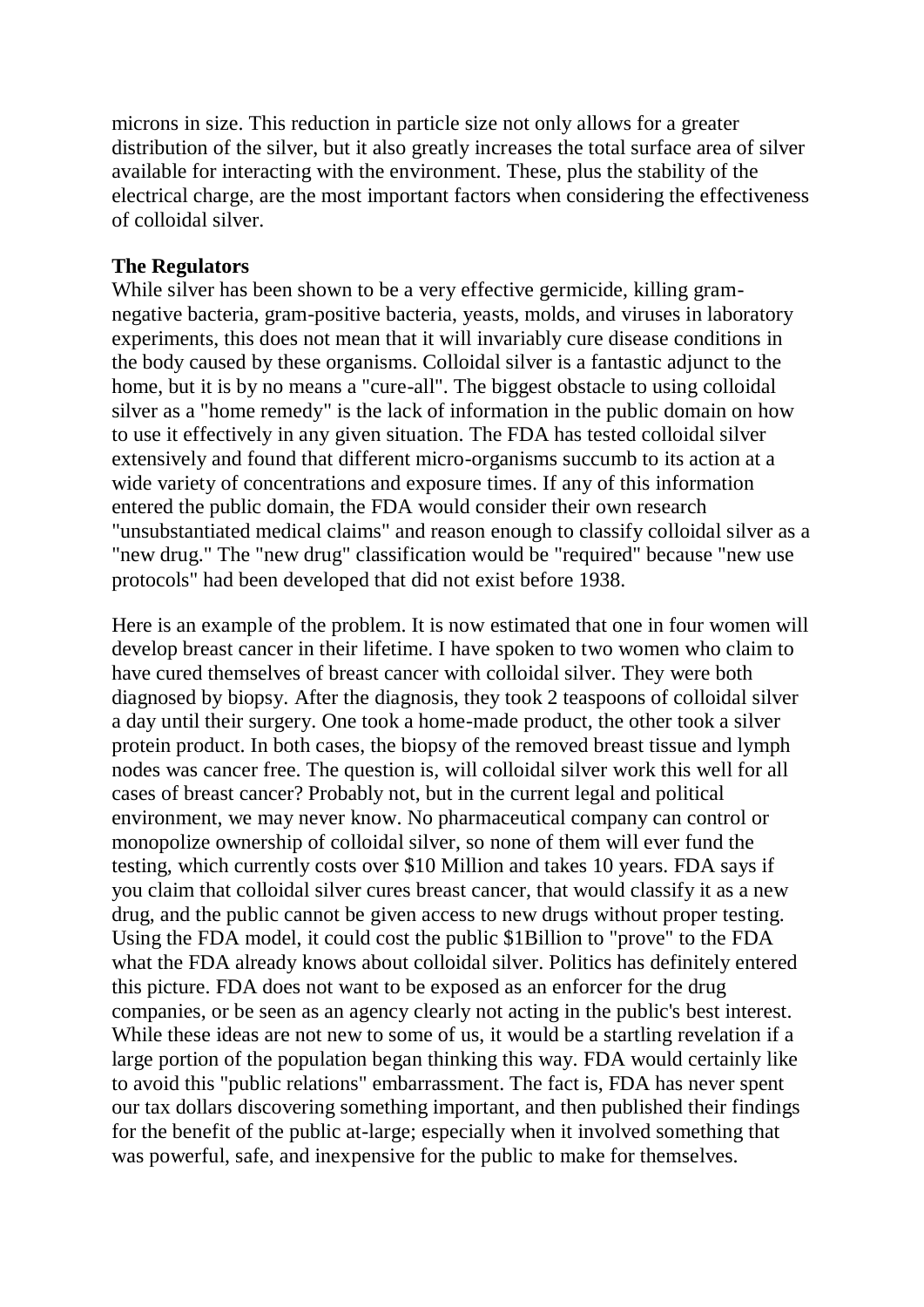microns in size. This reduction in particle size not only allows for a greater distribution of the silver, but it also greatly increases the total surface area of silver available for interacting with the environment. These, plus the stability of the electrical charge, are the most important factors when considering the effectiveness of colloidal silver.

**The Regulators**

While silver has been shown to be a very effective germicide, killing gram-negative bacteria, gram-positive bacteria, yeasts, molds, and viruses in laboratory experiments, this does not mean that it will invariably cure disease conditions in the body caused by these organisms. Colloidal silver is a fantastic adjunct to the home, but it is by no means a "cure-all". The biggest obstacle to using colloidal silver as a "home remedy" is the lack of information in the public domain on how to use it effectively in any given situation. The FDA has tested colloidal silver extensively and found that different micro-organisms succumb to its action at a wide variety of concentrations and exposure times. If any of this information entered the public domain, the FDA would consider their own research "unsubstantiated medical claims" and reason enough to classify colloidal silver as a "new drug." The "new drug" classification would be "required" because "new use protocols" had been developed that did not exist before 1938.

Here is an example of the problem. It is now estimated that one in four women will develop breast cancer in their lifetime. I have spoken to two women who claim to have cured themselves of breast cancer with colloidal silver. They were both diagnosed by biopsy. After the diagnosis, they took 2 teaspoons of colloidal silver a day until their surgery. One took a home-made product, the other took a silver protein product. In both cases, the biopsy of the removed breast tissue and lymph nodes was cancer free. The question is, will colloidal silver work this well for all cases of breast cancer? Probably not, but in the current legal and political environment, we may never know. No pharmaceutical company can control or monopolize ownership of colloidal silver, so none of them will ever fund the testing, which currently costs over $10 Million and takes 10 years. FDA says if you claim that colloidal silver cures breast cancer, that would classify it as a new drug, and the public cannot be given access to new drugs without proper testing. Using the FDA model, it could cost the public $1Billion to "prove" to the FDA what the FDA already knows about colloidal silver. Politics has definitely entered this picture. FDA does not want to be exposed as an enforcer for the drug companies, or be seen as an agency clearly not acting in the public's best interest. While these ideas are not new to some of us, it would be a startling revelation if a large portion of the population began thinking this way. FDA would certainly like to avoid this "public relations" embarrassment. The fact is, FDA has never spent our tax dollars discovering something important, and then published their findings for the benefit of the public at-large; especially when it involved something that was powerful, safe, and inexpensive for the public to make for themselves.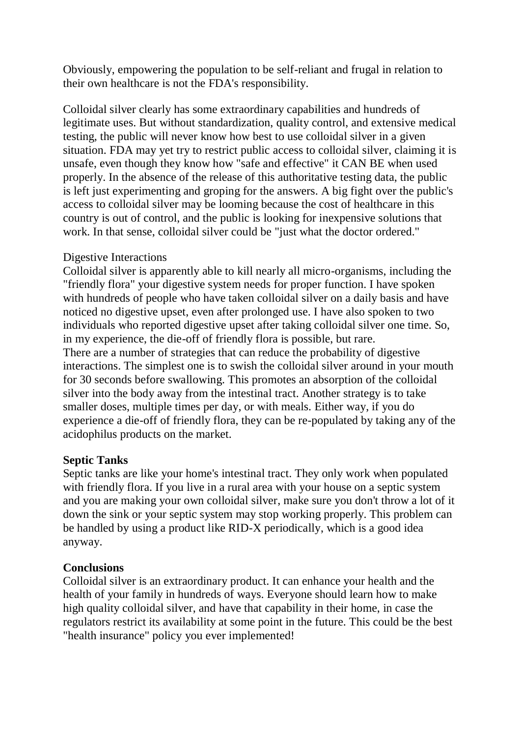Obviously, empowering the population to be self-reliant and frugal in relation to their own healthcare is not the FDA's responsibility.

Colloidal silver clearly has some extraordinary capabilities and hundreds of legitimate uses. But without standardization, quality control, and extensive medical testing, the public will never know how best to use colloidal silver in a given situation. FDA may yet try to restrict public access to colloidal silver, claiming it is unsafe, even though they know how "safe and effective" it CAN BE when used properly. In the absence of the release of this authoritative testing data, the public is left just experimenting and groping for the answers. A big fight over the public's access to colloidal silver may be looming because the cost of healthcare in this country is out of control, and the public is looking for inexpensive solutions that work. In that sense, colloidal silver could be "just what the doctor ordered."

Digestive Interactions

Colloidal silver is apparently able to kill nearly all micro-organisms, including the "friendly flora" your digestive system needs for proper function. I have spoken with hundreds of people who have taken colloidal silver on a daily basis and have noticed no digestive upset, even after prolonged use. I have also spoken to two individuals who reported digestive upset after taking colloidal silver one time. So, in my experience, the die-off of friendly flora is possible, but rare.

There are a number of strategies that can reduce the probability of digestive interactions. The simplest one is to swish the colloidal silver around in your mouth for 30 seconds before swallowing. This promotes an absorption of the colloidal silver into the body away from the intestinal tract. Another strategy is to take smaller doses, multiple times per day, or with meals. Either way, if you do experience a die-off of friendly flora, they can be re-populated by taking any of the acidophilus products on the market.

**Septic Tanks**

Septic tanks are like your home's intestinal tract. They only work when populated with friendly flora. If you live in a rural area with your house on a septic system and you are making your own colloidal silver, make sure you don't throw a lot of it down the sink or your septic system may stop working properly. This problem can be handled by using a product like RID-X periodically, which is a good idea anyway.

**Conclusions**

Colloidal silver is an extraordinary product. It can enhance your health and the health of your family in hundreds of ways. Everyone should learn how to make high quality colloidal silver, and have that capability in their home, in case the regulators restrict its availability at some point in the future. This could be the best "health insurance" policy you ever implemented!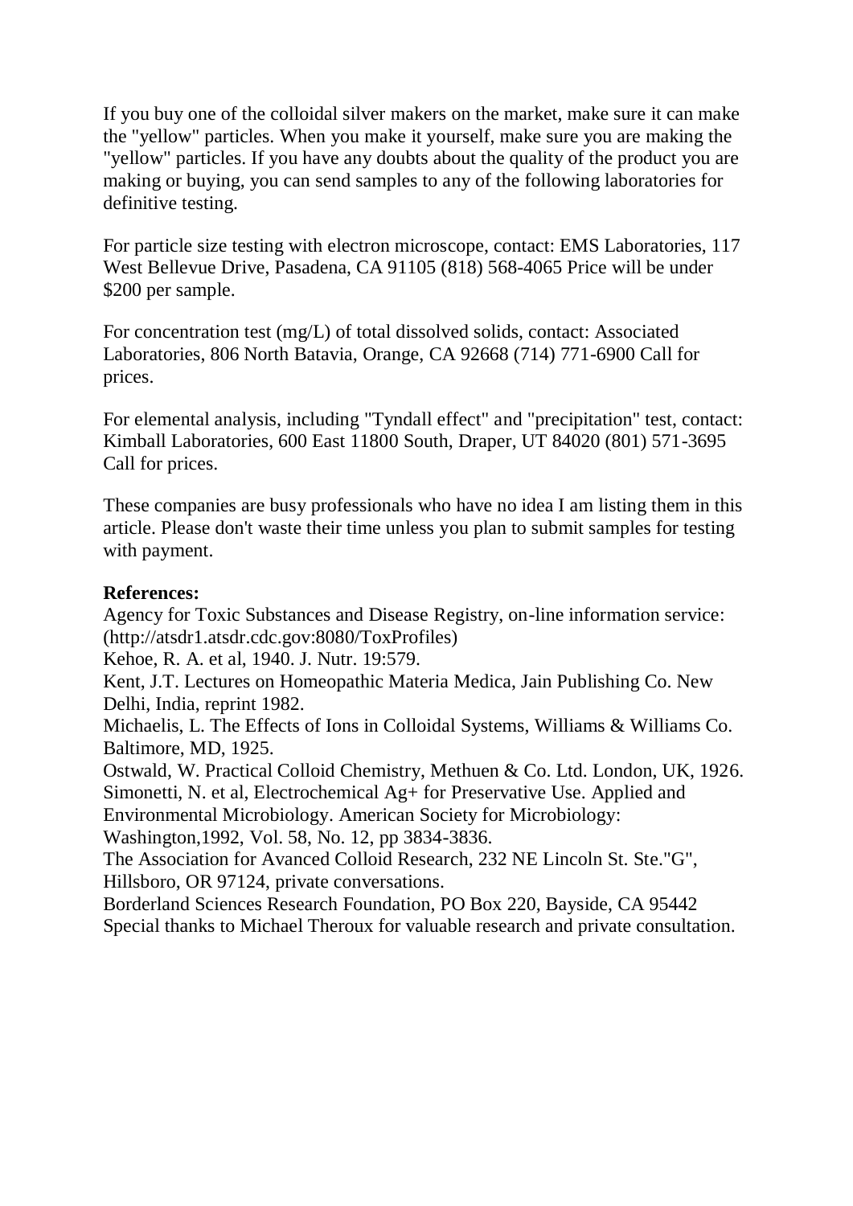If you buy one of the colloidal silver makers on the market, make sure it can make the "yellow" particles. When you make it yourself, make sure you are making the "yellow" particles. If you have any doubts about the quality of the product you are making or buying, you can send samples to any of the following laboratories for definitive testing.

For particle size testing with electron microscope, contact: EMS Laboratories, 117 West Bellevue Drive, Pasadena, CA 91105 (818) 568-4065 Price will be under $200 per sample.

For concentration test (mg/L) of total dissolved solids, contact: Associated Laboratories, 806 North Batavia, Orange, CA 92668 (714) 771-6900 Call for prices.

For elemental analysis, including "Tyndall effect" and "precipitation" test, contact: Kimball Laboratories, 600 East 11800 South, Draper, UT 84020 (801) 571-3695 Call for prices.

These companies are busy professionals who have no idea I am listing them in this article. Please don't waste their time unless you plan to submit samples for testing with payment.

**References:**

Agency for Toxic Substances and Disease Registry, on-line information service: (http://atsdr1.atsdr.cdc.gov:8080/ToxProfiles)

Kehoe, R. A. et al, 1940. J. Nutr. 19:579.

Kent, J.T. Lectures on Homeopathic Materia Medica, Jain Publishing Co. New Delhi, India, reprint 1982.

Michaelis, L. The Effects of Ions in Colloidal Systems, Williams & Williams Co. Baltimore, MD, 1925.

Ostwald, W. Practical Colloid Chemistry, Methuen & Co. Ltd. London, UK, 1926.

Simonetti, N. et al, Electrochemical $Ag^+$ for Preservative Use. Applied and Environmental Microbiology. American Society for Microbiology: Washington,1992, Vol. 58, No. 12, pp 3834-3836.

The Association for Avanced Colloid Research, 232 NE Lincoln St. Ste."G", Hillsboro, OR 97124, private conversations.

Borderland Sciences Research Foundation, PO Box 220, Bayside, CA 95442

Special thanks to Michael Theroux for valuable research and private consultation.